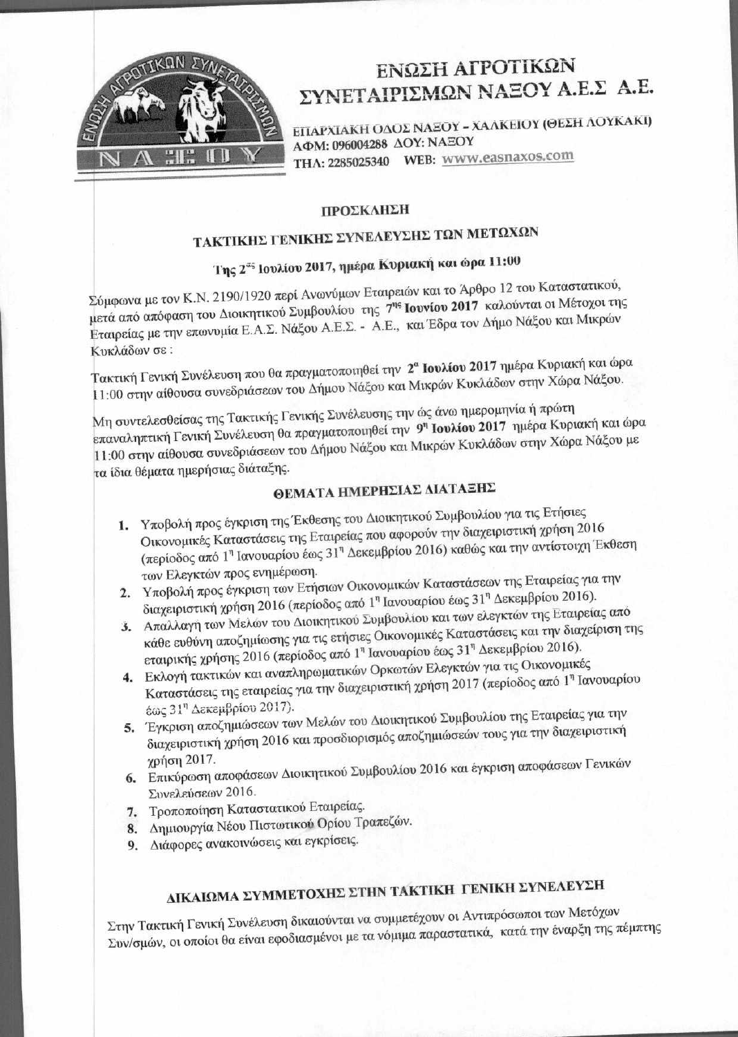# ΕΝΩΣΗ ΑΓΡΟΤΙΚΩΝ ΣΥΝΕΤΑΙΡΙΣΜΩΝ ΝΑΞΟΥ Α.Ε.Σ Α.Ε.

ΕΠΑΡΧΙΑΚΗ ΟΔΟΣ ΝΑΞΟΥ - ΧΑΛΚΕΙΟΥ (ΘΕΣΗ ΛΟΥΚΑΚΙ)
ΑΦΜ: 096004288 ΔΟΥ: ΝΑΞΟΥ
ΤΗΛ: 2285025340 WEB: www.easnaxos.com

## ΠΡΟΣΚΛΗΣΗ

## ΤΑΚΤΙΚΗΣ ΓΕΝΙΚΗΣ ΣΥΝΕΛΕΥΣΗΣ ΤΩΝ ΜΕΤΟΧΩΝ

**Της 2ας Ιουλίου 2017, ημέρα Κυριακή και ώρα 11:00**

Σύμφωνα με τον Κ.Ν. 2190/1920 περί Ανωνύμων Εταιρειών και το Άρθρο 12 του Καταστατικού, μετά από απόφαση του Διοικητικού Συμβουλίου της **7ης Ιουνίου 2017** καλούνται οι Μέτοχοι της Εταιρείας με την επωνυμία Ε.Α.Σ. Νάξου Α.Ε.Σ. - Α.Ε., και Έδρα τον Δήμο Νάξου και Μικρών Κυκλάδων σε :

Τακτική Γενική Συνέλευση που θα πραγματοποιηθεί την **2α Ιουλίου 2017** ημέρα Κυριακή και ώρα 11:00 στην αίθουσα συνεδριάσεων του Δήμου Νάξου και Μικρών Κυκλάδων στην Χώρα Νάξου.

Μη συντελεσθείσας της Τακτικής Γενικής Συνέλευσης την ώς άνω ημερομηνία ή πρώτη επαναληπτική Γενική Συνέλευση θα πραγματοποιηθεί την **9η Ιουλίου 2017** ημέρα Κυριακή και ώρα 11:00 στην αίθουσα συνεδριάσεων του Δήμου Νάξου και Μικρών Κυκλάδων στην Χώρα Νάξου με τα ίδια θέματα ημερήσιας διάταξης.

## ΘΕΜΑΤΑ ΗΜΕΡΗΣΙΑΣ ΔΙΑΤΑΞΗΣ

1. Υποβολή προς έγκριση της Έκθεσης του Διοικητικού Συμβουλίου για τις Ετήσιες Οικονομικές Καταστάσεις της Εταιρείας που αφορούν την διαχειριστική χρήση 2016 (περίοδος από 1η Ιανουαρίου έως 31η Δεκεμβρίου 2016) καθώς και την αντίστοιχη Έκθεση των Ελεγκτών προς ενημέρωση.
2. Υποβολή προς έγκριση των Ετήσιων Οικονομικών Καταστάσεων της Εταιρείας για την διαχειριστική χρήση 2016 (περίοδος από 1η Ιανουαρίου έως 31η Δεκεμβρίου 2016).
3. Απαλλαγή των Μελών του Διοικητικού Συμβουλίου και των ελεγκτών της Εταιρείας από κάθε ευθύνη αποζημίωσης για τις ετήσιες Οικονομικές Καταστάσεις και την διαχείριση της εταιρικής χρήσης 2016 (περίοδος από 1η Ιανουαρίου έως 31η Δεκεμβρίου 2016).
4. Εκλογή τακτικών και αναπληρωματικών Ορκωτών Ελεγκτών για τις Οικονομικές Καταστάσεις της εταιρείας για την διαχειριστική χρήση 2017 (περίοδος από 1η Ιανουαρίου έως 31η Δεκεμβρίου 2017).
5. Έγκριση αποζημιώσεων των Μελών του Διοικητικού Συμβουλίου της Εταιρείας για την διαχειριστική χρήση 2016 και προσδιορισμός αποζημιώσεών τους για την διαχειριστική χρήση 2017.
6. Επικύρωση αποφάσεων Διοικητικού Συμβουλίου 2016 και έγκριση αποφάσεων Γενικών Συνελεύσεων 2016.
7. Τροποποίηση Καταστατικού Εταιρείας.
8. Δημιουργία Νέου Πιστωτικού Ορίου Τραπεζών.
9. Διάφορες ανακοινώσεις και εγκρίσεις.

## ΔΙΚΑΙΩΜΑ ΣΥΜΜΕΤΟΧΗΣ ΣΤΗΝ ΤΑΚΤΙΚΗ ΓΕΝΙΚΗ ΣΥΝΕΛΕΥΣΗ

Στην Τακτική Γενική Συνέλευση δικαιούνται να συμμετέχουν οι Αντιπρόσωποι των Μετόχων Συν/σμών, οι οποίοι θα είναι εφοδιασμένοι με τα νόμιμα παραστατικά, κατά την έναρξη της πέμπτης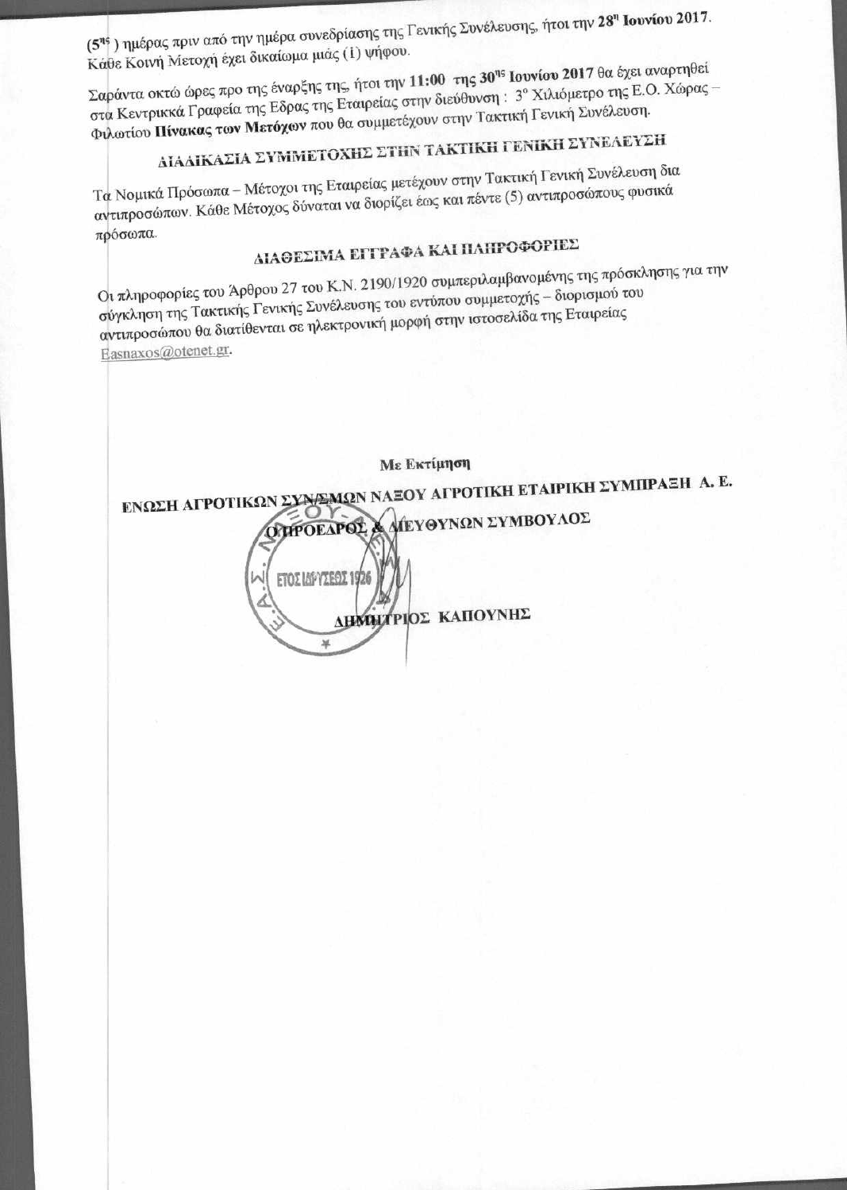(5ης) ημέρας πριν από την ημέρα συνεδρίασης της Γενικής Συνέλευσης, ήτοι την **28η Ιουνίου 2017**. Κάθε Κοινή Μετοχή έχει δικαίωμα μιάς (1) ψήφου.

Σαράντα οκτώ ώρες προ της έναρξης της, ήτοι την **11:00 της 30ης Ιουνίου 2017** θα έχει αναρτηθεί στα Κεντρικκά Γραφεία της Εδρας της Εταιρείας στην διεύθυνση : 3ο Χιλιόμετρο της Ε.Ο. Χώρας – Φιλωτίου **Πίνακας των Μετόχων** που θα συμμετέχουν στην Τακτική Γενική Συνέλευση.

**ΔΙΑΔΙΚΑΣΙΑ ΣΥΜΜΕΤΟΧΗΣ ΣΤΗΝ ΤΑΚΤΙΚΗ ΓΕΝΙΚΗ ΣΥΝΕΛΕΥΣΗ**

Τα Νομικά Πρόσωπα – Μέτοχοι της Εταιρείας μετέχουν στην Τακτική Γενική Συνέλευση δια αντιπροσώπων. Κάθε Μέτοχος δύναται να διορίζει έως και πέντε (5) αντιπροσώπους φυσικά πρόσωπα.

**ΔΙΑΘΕΣΙΜΑ ΕΓΓΡΑΦΑ ΚΑΙ ΠΛΗΡΟΦΟΡΙΕΣ**

Οι πληροφορίες του Άρθρου 27 του Κ.Ν. 2190/1920 συμπεριλαμβανομένης της πρόσκλησης για την σύγκληση της Τακτικής Γενικής Συνέλευσης του εντύπου συμμετοχής – διορισμού του αντιπροσώπου θα διατίθενται σε ηλεκτρονική μορφή στην ιστοσελίδα της Εταιρείας Easnaxos@otenet.gr.

**Με Εκτίμηση**

**ΕΝΩΣΗ ΑΓΡΟΤΙΚΩΝ ΣΥΝ/ΣΜΩΝ ΝΑΞΟΥ ΑΓΡΟΤΙΚΗ ΕΤΑΙΡΙΚΗ ΣΥΜΠΡΑΞΗ Α. Ε.**

**Ο ΠΡΟΕΔΡΟΣ & ΔΙΕΥΘΥΝΩΝ ΣΥΜΒΟΥΛΟΣ**

**ΔΗΜΗΤΡΙΟΣ ΚΑΠΟΥΝΗΣ**